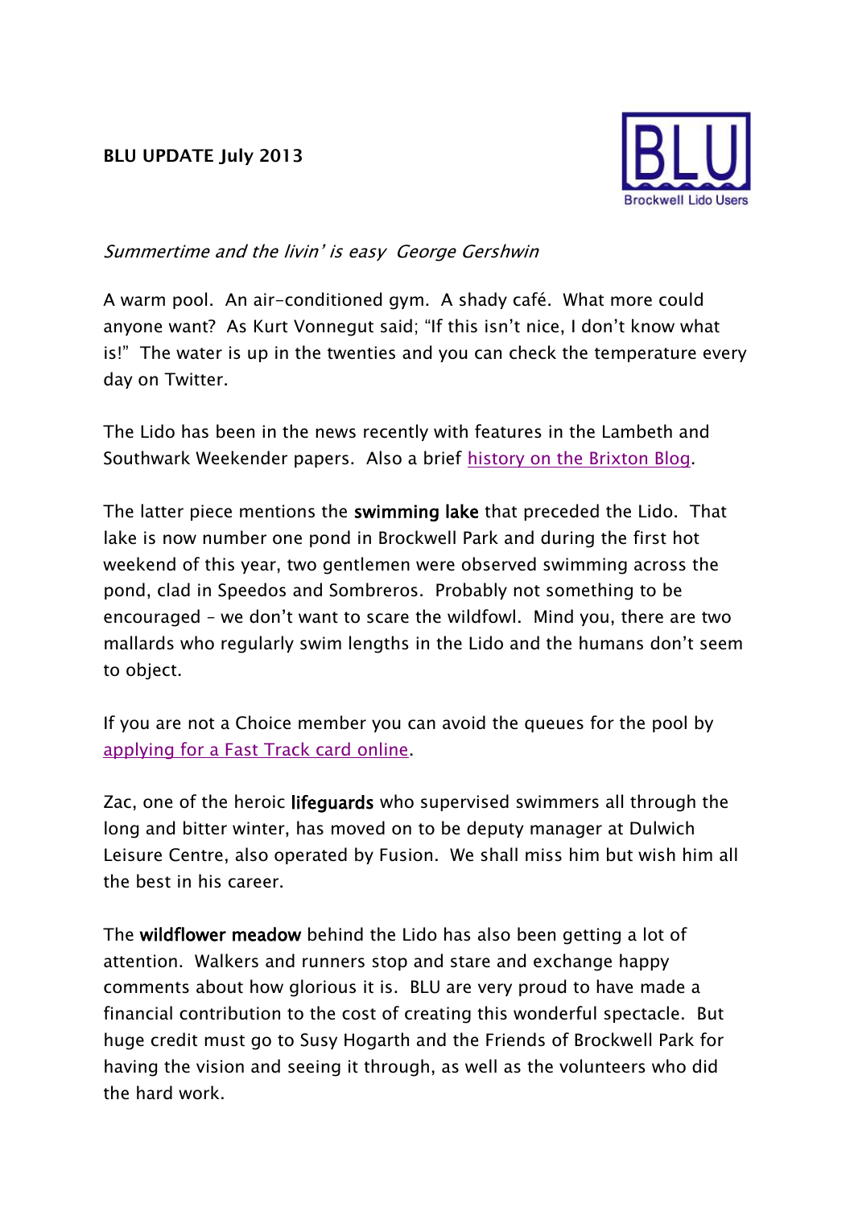**BLU UPDATE July 2013**

BLU Brockwell Lido Users

*Summertime and the livin' is easy George Gershwin*

A warm pool. An air-conditioned gym. A shady café. What more could anyone want? As Kurt Vonnegut said; "If this isn't nice, I don't know what is!" The water is up in the twenties and you can check the temperature every day on Twitter.

The Lido has been in the news recently with features in the Lambeth and Southwark Weekender papers. Also a brief history on the Brixton Blog.

The latter piece mentions the **swimming lake** that preceded the Lido. That lake is now number one pond in Brockwell Park and during the first hot weekend of this year, two gentlemen were observed swimming across the pond, clad in Speedos and Sombreros. Probably not something to be encouraged – we don't want to scare the wildfowl. Mind you, there are two mallards who regularly swim lengths in the Lido and the humans don't seem to object.

If you are not a Choice member you can avoid the queues for the pool by applying for a Fast Track card online.

Zac, one of the heroic **lifeguards** who supervised swimmers all through the long and bitter winter, has moved on to be deputy manager at Dulwich Leisure Centre, also operated by Fusion. We shall miss him but wish him all the best in his career.

The **wildflower meadow** behind the Lido has also been getting a lot of attention. Walkers and runners stop and stare and exchange happy comments about how glorious it is. BLU are very proud to have made a financial contribution to the cost of creating this wonderful spectacle. But huge credit must go to Susy Hogarth and the Friends of Brockwell Park for having the vision and seeing it through, as well as the volunteers who did the hard work.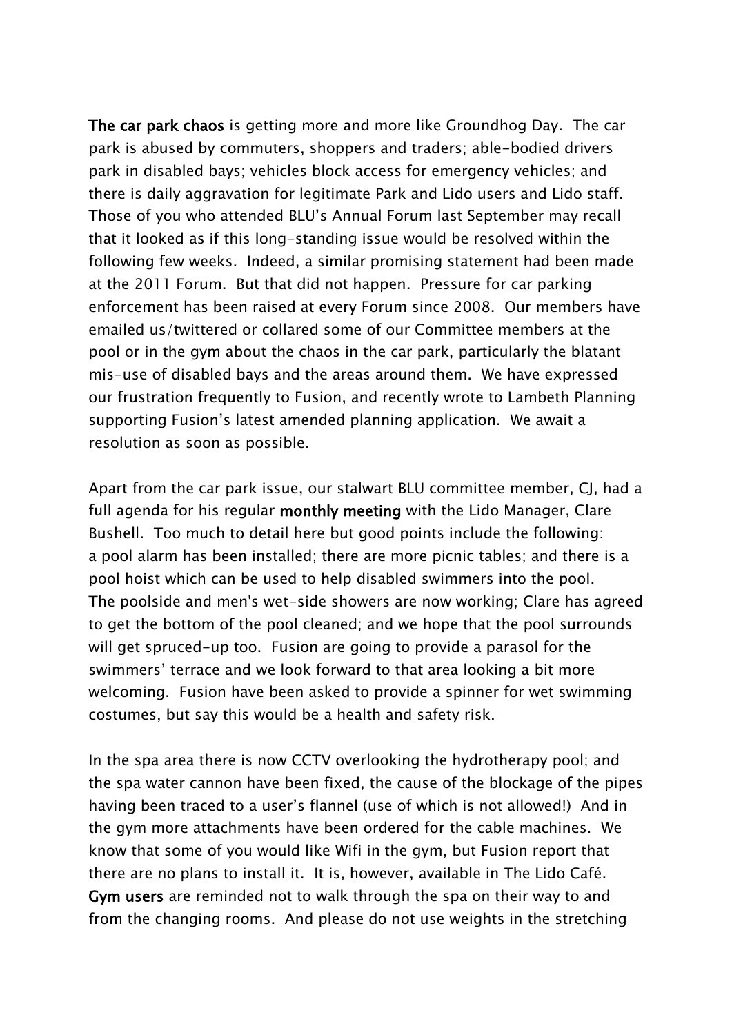**The car park chaos** is getting more and more like Groundhog Day. The car park is abused by commuters, shoppers and traders; able-bodied drivers park in disabled bays; vehicles block access for emergency vehicles; and there is daily aggravation for legitimate Park and Lido users and Lido staff. Those of you who attended BLU's Annual Forum last September may recall that it looked as if this long-standing issue would be resolved within the following few weeks. Indeed, a similar promising statement had been made at the 2011 Forum. But that did not happen. Pressure for car parking enforcement has been raised at every Forum since 2008. Our members have emailed us/twittered or collared some of our Committee members at the pool or in the gym about the chaos in the car park, particularly the blatant mis-use of disabled bays and the areas around them. We have expressed our frustration frequently to Fusion, and recently wrote to Lambeth Planning supporting Fusion's latest amended planning application. We await a resolution as soon as possible.

Apart from the car park issue, our stalwart BLU committee member, CJ, had a full agenda for his regular **monthly meeting** with the Lido Manager, Clare Bushell. Too much to detail here but good points include the following: a pool alarm has been installed; there are more picnic tables; and there is a pool hoist which can be used to help disabled swimmers into the pool. The poolside and men's wet-side showers are now working; Clare has agreed to get the bottom of the pool cleaned; and we hope that the pool surrounds will get spruced-up too. Fusion are going to provide a parasol for the swimmers' terrace and we look forward to that area looking a bit more welcoming. Fusion have been asked to provide a spinner for wet swimming costumes, but say this would be a health and safety risk.

In the spa area there is now CCTV overlooking the hydrotherapy pool; and the spa water cannon have been fixed, the cause of the blockage of the pipes having been traced to a user's flannel (use of which is not allowed!) And in the gym more attachments have been ordered for the cable machines. We know that some of you would like Wifi in the gym, but Fusion report that there are no plans to install it. It is, however, available in The Lido Café. **Gym users** are reminded not to walk through the spa on their way to and from the changing rooms. And please do not use weights in the stretching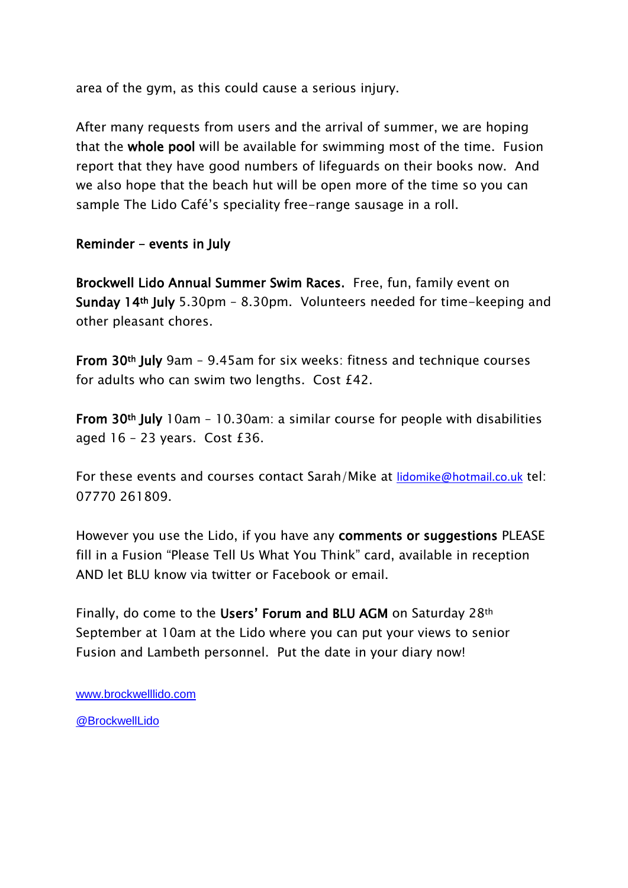area of the gym, as this could cause a serious injury.

After many requests from users and the arrival of summer, we are hoping that the **whole pool** will be available for swimming most of the time. Fusion report that they have good numbers of lifeguards on their books now. And we also hope that the beach hut will be open more of the time so you can sample The Lido Café's speciality free-range sausage in a roll.

**Reminder – events in July**

**Brockwell Lido Annual Summer Swim Races.** Free, fun, family event on **Sunday 14th July** 5.30pm – 8.30pm. Volunteers needed for time-keeping and other pleasant chores.

**From 30th July** 9am – 9.45am for six weeks: fitness and technique courses for adults who can swim two lengths. Cost £42.

**From 30th July** 10am – 10.30am: a similar course for people with disabilities aged 16 – 23 years. Cost £36.

For these events and courses contact Sarah/Mike at lidomike@hotmail.co.uk tel: 07770 261809.

However you use the Lido, if you have any **comments or suggestions** PLEASE fill in a Fusion "Please Tell Us What You Think" card, available in reception AND let BLU know via twitter or Facebook or email.

Finally, do come to the **Users' Forum and BLU AGM** on Saturday 28th September at 10am at the Lido where you can put your views to senior Fusion and Lambeth personnel. Put the date in your diary now!

www.brockwelllido.com

@BrockwellLido